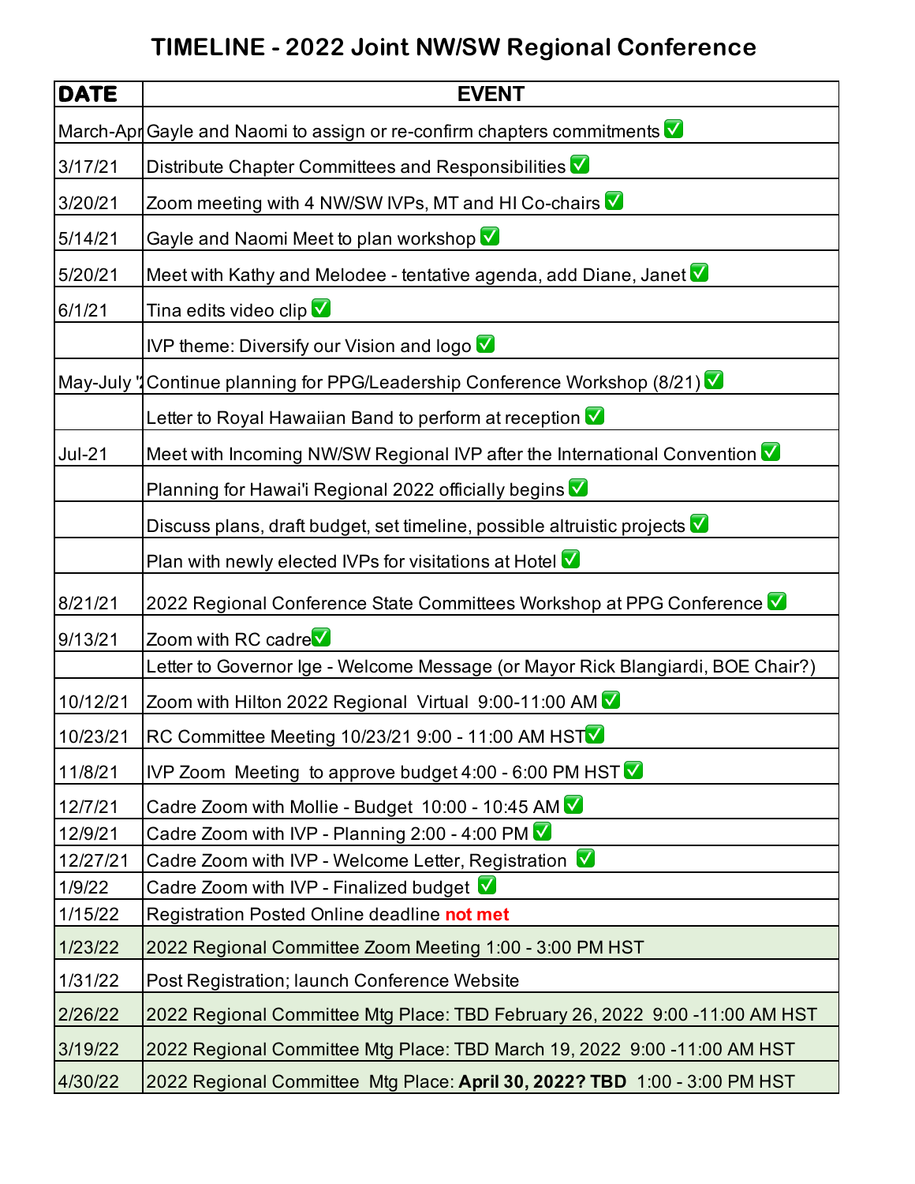# TIMELINE - 2022 Joint NW/SW Regional Conference

| DATE | EVENT |
|---|---|
| March-Apr | Gayle and Naomi to assign or re-confirm chapters commitments ✅ |
| 3/17/21 | Distribute Chapter Committees and Responsibilities ✅ |
| 3/20/21 | Zoom meeting with 4 NW/SW IVPs, MT and HI Co-chairs ✅ |
| 5/14/21 | Gayle and Naomi Meet to plan workshop ✅ |
| 5/20/21 | Meet with Kathy and Melodee - tentative agenda, add Diane, Janet ✅ |
| 6/1/21 | Tina edits video clip ✅ |
| | IVP theme: Diversify our Vision and logo ✅ |
| May-July '2 | Continue planning for PPG/Leadership Conference Workshop (8/21) ✅ |
| | Letter to Royal Hawaiian Band to perform at reception ✅ |
| Jul-21 | Meet with Incoming NW/SW Regional IVP after the International Convention ✅ |
| | Planning for Hawai'i Regional 2022 officially begins ✅ |
| | Discuss plans, draft budget, set timeline, possible altruistic projects ✅ |
| | Plan with newly elected IVPs for visitations at Hotel ✅ |
| 8/21/21 | 2022 Regional Conference State Committees Workshop at PPG Conference ✅ |
| 9/13/21 | Zoom with RC cadre✅ |
| | Letter to Governor Ige - Welcome Message (or Mayor Rick Blangiardi, BOE Chair?) |
| 10/12/21 | Zoom with Hilton 2022 Regional Virtual 9:00-11:00 AM ✅ |
| 10/23/21 | RC Committee Meeting 10/23/21 9:00 - 11:00 AM HST✅ |
| 11/8/21 | IVP Zoom Meeting to approve budget 4:00 - 6:00 PM HST ✅ |
| 12/7/21 | Cadre Zoom with Mollie - Budget 10:00 - 10:45 AM ✅ |
| 12/9/21 | Cadre Zoom with IVP - Planning 2:00 - 4:00 PM ✅ |
| 12/27/21 | Cadre Zoom with IVP - Welcome Letter, Registration ✅ |
| 1/9/22 | Cadre Zoom with IVP - Finalized budget ✅ |
| 1/15/22 | Registration Posted Online deadline **not met** |
| 1/23/22 | 2022 Regional Committee Zoom Meeting 1:00 - 3:00 PM HST |
| 1/31/22 | Post Registration; launch Conference Website |
| 2/26/22 | 2022 Regional Committee Mtg Place: TBD February 26, 2022 9:00 -11:00 AM HST |
| 3/19/22 | 2022 Regional Committee Mtg Place: TBD March 19, 2022 9:00 -11:00 AM HST |
| 4/30/22 | 2022 Regional Committee Mtg Place: **April 30, 2022? TBD** 1:00 - 3:00 PM HST |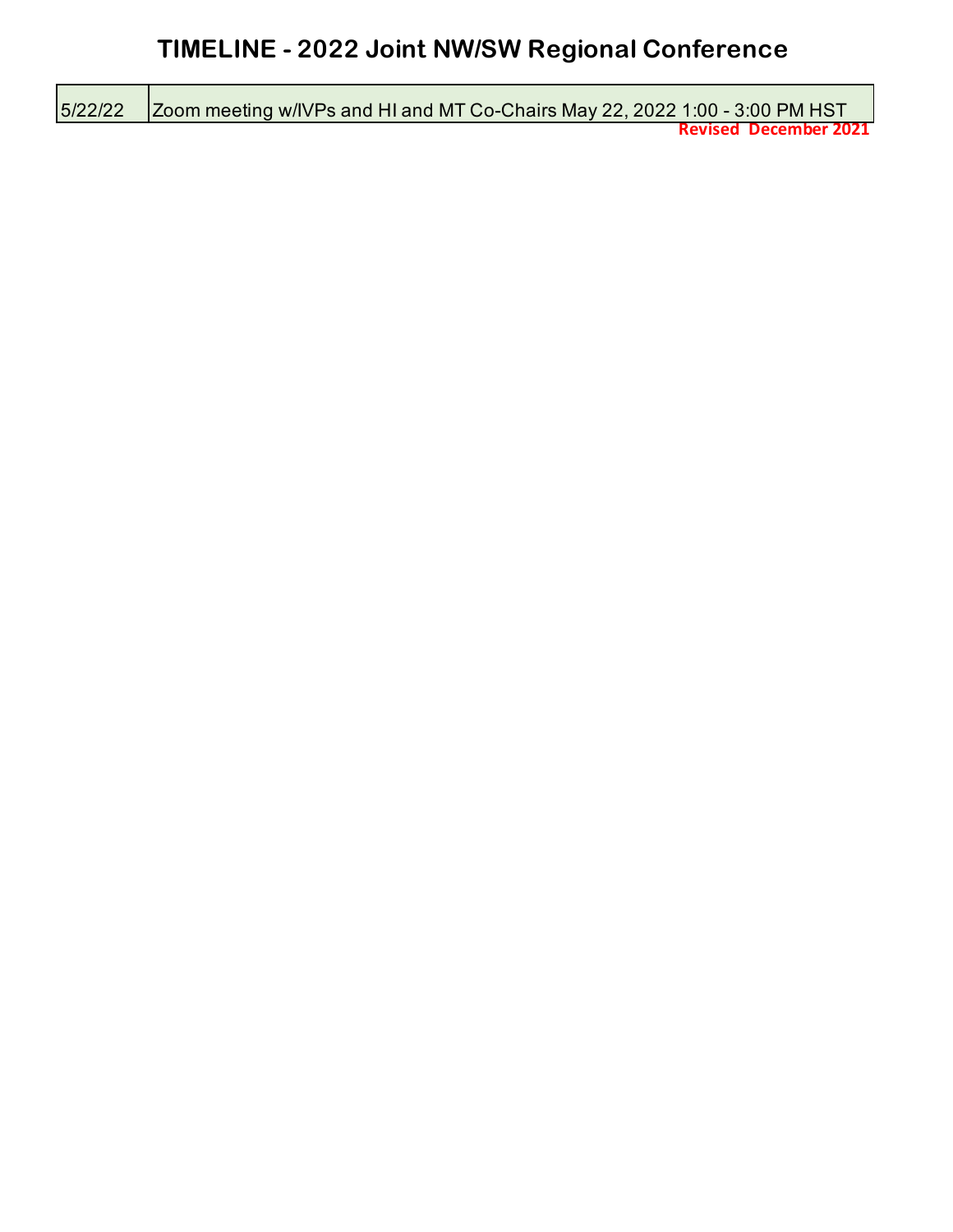# TIMELINE - 2022 Joint NW/SW Regional Conference

| | |
|---|---|
| 5/22/22 | Zoom meeting w/IVPs and HI and MT Co-Chairs May 22, 2022 1:00 - 3:00 PM HST |

**Revised December 2021**